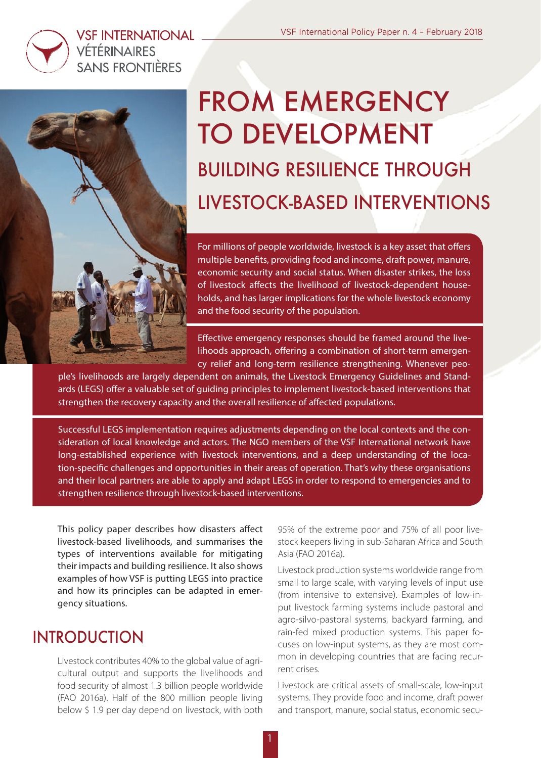VSF INTERNATIONAL
VÉTÉRINAIRES
SANS FRONTIÈRES

VSF International Policy Paper n. 4 – February 2018

# FROM EMERGENCY TO DEVELOPMENT

## BUILDING RESILIENCE THROUGH LIVESTOCK-BASED INTERVENTIONS

For millions of people worldwide, livestock is a key asset that offers multiple benefits, providing food and income, draft power, manure, economic security and social status. When disaster strikes, the loss of livestock affects the livelihood of livestock-dependent households, and has larger implications for the whole livestock economy and the food security of the population.

Effective emergency responses should be framed around the livelihoods approach, offering a combination of short-term emergency relief and long-term resilience strengthening. Whenever people's livelihoods are largely dependent on animals, the Livestock Emergency Guidelines and Standards (LEGS) offer a valuable set of guiding principles to implement livestock-based interventions that strengthen the recovery capacity and the overall resilience of affected populations.

Successful LEGS implementation requires adjustments depending on the local contexts and the consideration of local knowledge and actors. The NGO members of the VSF International network have long-established experience with livestock interventions, and a deep understanding of the location-specific challenges and opportunities in their areas of operation. That's why these organisations and their local partners are able to apply and adapt LEGS in order to respond to emergencies and to strengthen resilience through livestock-based interventions.

This policy paper describes how disasters affect livestock-based livelihoods, and summarises the types of interventions available for mitigating their impacts and building resilience. It also shows examples of how VSF is putting LEGS into practice and how its principles can be adapted in emergency situations.

## INTRODUCTION

Livestock contributes 40% to the global value of agricultural output and supports the livelihoods and food security of almost 1.3 billion people worldwide (FAO 2016a). Half of the 800 million people living below $ 1.9 per day depend on livestock, with both 95% of the extreme poor and 75% of all poor livestock keepers living in sub-Saharan Africa and South Asia (FAO 2016a).

Livestock production systems worldwide range from small to large scale, with varying levels of input use (from intensive to extensive). Examples of low-input livestock farming systems include pastoral and agro-silvo-pastoral systems, backyard farming, and rain-fed mixed production systems. This paper focuses on low-input systems, as they are most common in developing countries that are facing recurrent crises.

Livestock are critical assets of small-scale, low-input systems. They provide food and income, draft power and transport, manure, social status, economic secu-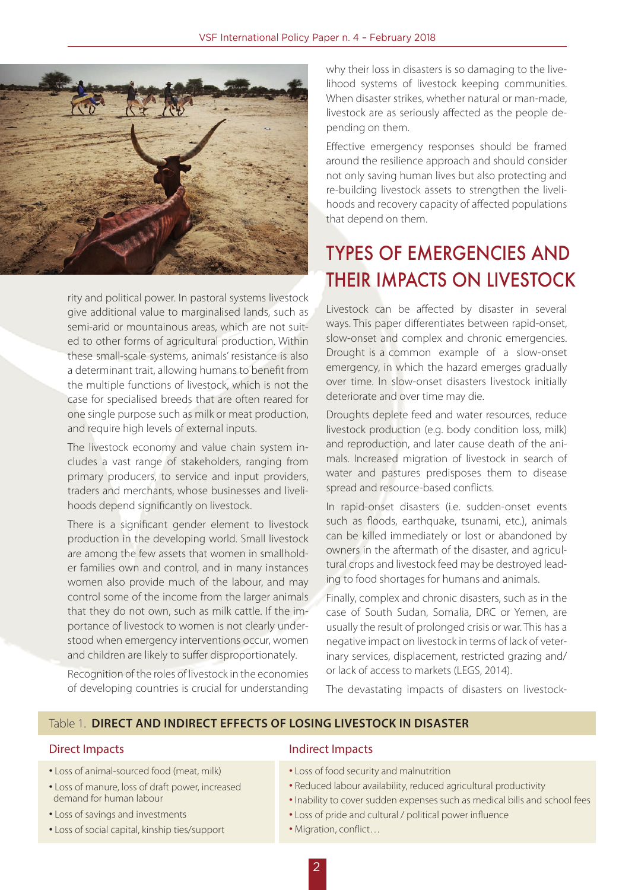rity and political power. In pastoral systems livestock give additional value to marginalised lands, such as semi-arid or mountainous areas, which are not suited to other forms of agricultural production. Within these small-scale systems, animals' resistance is also a determinant trait, allowing humans to benefit from the multiple functions of livestock, which is not the case for specialised breeds that are often reared for one single purpose such as milk or meat production, and require high levels of external inputs.

The livestock economy and value chain system includes a vast range of stakeholders, ranging from primary producers, to service and input providers, traders and merchants, whose businesses and livelihoods depend significantly on livestock.

There is a significant gender element to livestock production in the developing world. Small livestock are among the few assets that women in smallholder families own and control, and in many instances women also provide much of the labour, and may control some of the income from the larger animals that they do not own, such as milk cattle. If the importance of livestock to women is not clearly understood when emergency interventions occur, women and children are likely to suffer disproportionately.

Recognition of the roles of livestock in the economies of developing countries is crucial for understanding why their loss in disasters is so damaging to the livelihood systems of livestock keeping communities. When disaster strikes, whether natural or man-made, livestock are as seriously affected as the people depending on them.

Effective emergency responses should be framed around the resilience approach and should consider not only saving human lives but also protecting and re-building livestock assets to strengthen the livelihoods and recovery capacity of affected populations that depend on them.

## TYPES OF EMERGENCIES AND THEIR IMPACTS ON LIVESTOCK

Livestock can be affected by disaster in several ways. This paper differentiates between rapid-onset, slow-onset and complex and chronic emergencies. Drought is a common example of a slow-onset emergency, in which the hazard emerges gradually over time. In slow-onset disasters livestock initially deteriorate and over time may die.

Droughts deplete feed and water resources, reduce livestock production (e.g. body condition loss, milk) and reproduction, and later cause death of the animals. Increased migration of livestock in search of water and pastures predisposes them to disease spread and resource-based conflicts.

In rapid-onset disasters (i.e. sudden-onset events such as floods, earthquake, tsunami, etc.), animals can be killed immediately or lost or abandoned by owners in the aftermath of the disaster, and agricultural crops and livestock feed may be destroyed leading to food shortages for humans and animals.

Finally, complex and chronic disasters, such as in the case of South Sudan, Somalia, DRC or Yemen, are usually the result of prolonged crisis or war. This has a negative impact on livestock in terms of lack of veterinary services, displacement, restricted grazing and/or lack of access to markets (LEGS, 2014).

The devastating impacts of disasters on livestock-

Table 1. **DIRECT AND INDIRECT EFFECTS OF LOSING LIVESTOCK IN DISASTER**

| Direct Impacts | Indirect Impacts |
|---|---|
| • Loss of animal-sourced food (meat, milk) | • Loss of food security and malnutrition |
| • Loss of manure, loss of draft power, increased demand for human labour | • Reduced labour availability, reduced agricultural productivity |
| • Loss of savings and investments | • Inability to cover sudden expenses such as medical bills and school fees |
| • Loss of social capital, kinship ties/support | • Loss of pride and cultural / political power influence |
| | • Migration, conflict… |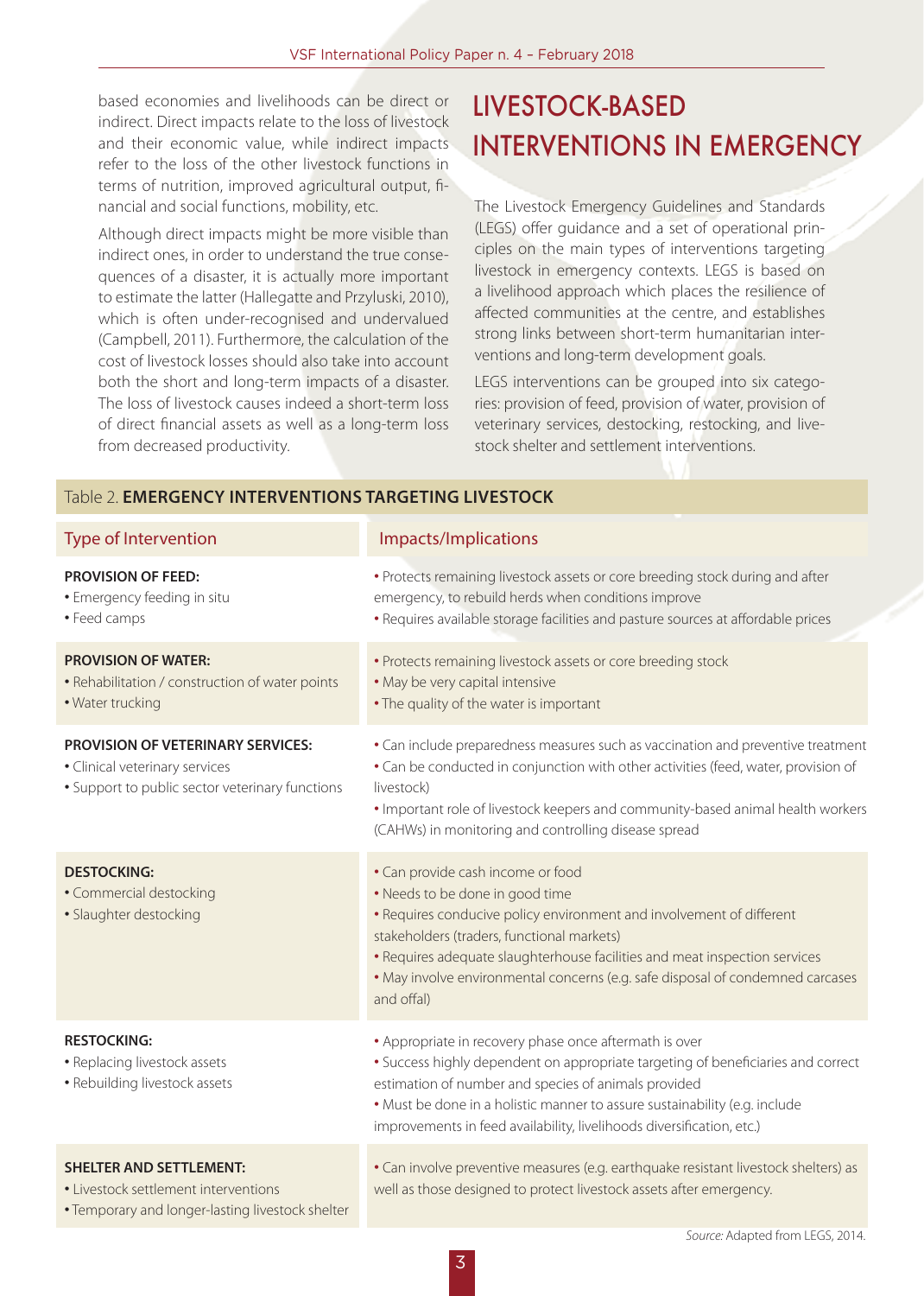based economies and livelihoods can be direct or indirect. Direct impacts relate to the loss of livestock and their economic value, while indirect impacts refer to the loss of the other livestock functions in terms of nutrition, improved agricultural output, financial and social functions, mobility, etc.

Although direct impacts might be more visible than indirect ones, in order to understand the true consequences of a disaster, it is actually more important to estimate the latter (Hallegatte and Przyluski, 2010), which is often under-recognised and undervalued (Campbell, 2011). Furthermore, the calculation of the cost of livestock losses should also take into account both the short and long-term impacts of a disaster. The loss of livestock causes indeed a short-term loss of direct financial assets as well as a long-term loss from decreased productivity.

## LIVESTOCK-BASED INTERVENTIONS IN EMERGENCY

The Livestock Emergency Guidelines and Standards (LEGS) offer guidance and a set of operational principles on the main types of interventions targeting livestock in emergency contexts. LEGS is based on a livelihood approach which places the resilience of affected communities at the centre, and establishes strong links between short-term humanitarian interventions and long-term development goals.

LEGS interventions can be grouped into six categories: provision of feed, provision of water, provision of veterinary services, destocking, restocking, and livestock shelter and settlement interventions.

Table 2. **EMERGENCY INTERVENTIONS TARGETING LIVESTOCK**

| Type of Intervention | Impacts/Implications |
|---|---|
| **PROVISION OF FEED:**<br>• Emergency feeding in situ<br>• Feed camps | • Protects remaining livestock assets or core breeding stock during and after emergency, to rebuild herds when conditions improve<br>• Requires available storage facilities and pasture sources at affordable prices |
| **PROVISION OF WATER:**<br>• Rehabilitation / construction of water points<br>• Water trucking | • Protects remaining livestock assets or core breeding stock<br>• May be very capital intensive<br>• The quality of the water is important |
| **PROVISION OF VETERINARY SERVICES:**<br>• Clinical veterinary services<br>• Support to public sector veterinary functions | • Can include preparedness measures such as vaccination and preventive treatment<br>• Can be conducted in conjunction with other activities (feed, water, provision of livestock)<br>• Important role of livestock keepers and community-based animal health workers (CAHWs) in monitoring and controlling disease spread |
| **DESTOCKING:**<br>• Commercial destocking<br>• Slaughter destocking | • Can provide cash income or food<br>• Needs to be done in good time<br>• Requires conducive policy environment and involvement of different stakeholders (traders, functional markets)<br>• Requires adequate slaughterhouse facilities and meat inspection services<br>• May involve environmental concerns (e.g. safe disposal of condemned carcases and offal) |
| **RESTOCKING:**<br>• Replacing livestock assets<br>• Rebuilding livestock assets | • Appropriate in recovery phase once aftermath is over<br>• Success highly dependent on appropriate targeting of beneficiaries and correct estimation of number and species of animals provided<br>• Must be done in a holistic manner to assure sustainability (e.g. include improvements in feed availability, livelihoods diversification, etc.) |
| **SHELTER AND SETTLEMENT:**<br>• Livestock settlement interventions<br>• Temporary and longer-lasting livestock shelter | • Can involve preventive measures (e.g. earthquake resistant livestock shelters) as well as those designed to protect livestock assets after emergency. |

*Source:* Adapted from LEGS, 2014.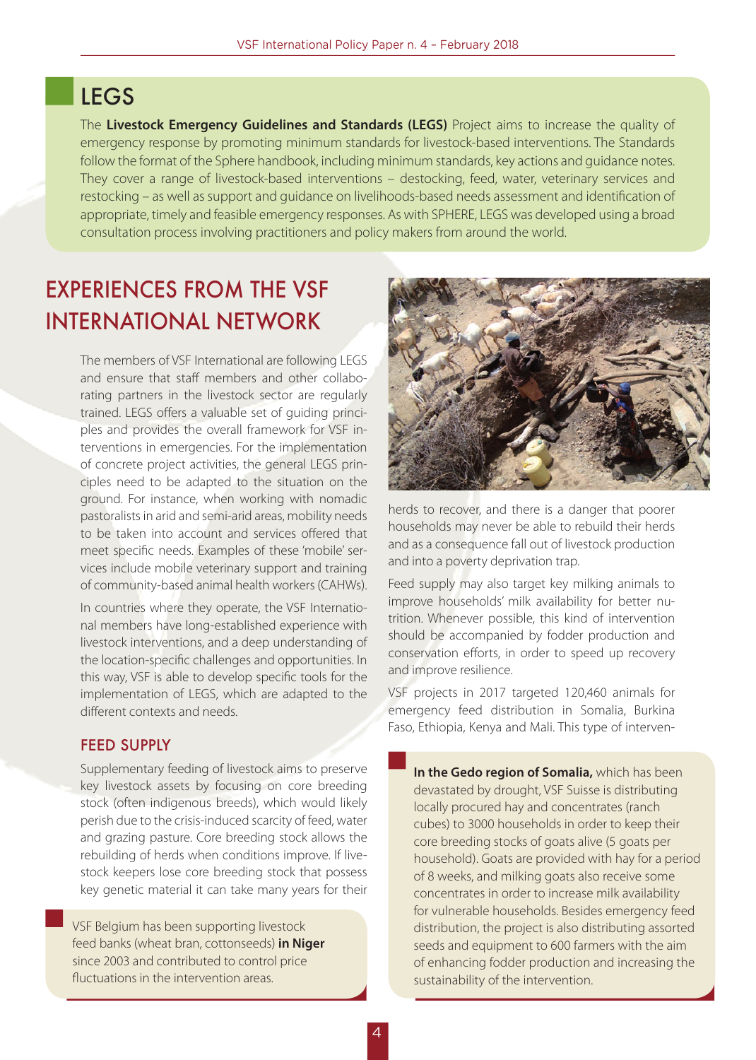## LEGS

The **Livestock Emergency Guidelines and Standards (LEGS)** Project aims to increase the quality of emergency response by promoting minimum standards for livestock-based interventions. The Standards follow the format of the Sphere handbook, including minimum standards, key actions and guidance notes. They cover a range of livestock-based interventions – destocking, feed, water, veterinary services and restocking – as well as support and guidance on livelihoods-based needs assessment and identification of appropriate, timely and feasible emergency responses. As with SPHERE, LEGS was developed using a broad consultation process involving practitioners and policy makers from around the world.

# EXPERIENCES FROM THE VSF INTERNATIONAL NETWORK

The members of VSF International are following LEGS and ensure that staff members and other collaborating partners in the livestock sector are regularly trained. LEGS offers a valuable set of guiding principles and provides the overall framework for VSF interventions in emergencies. For the implementation of concrete project activities, the general LEGS principles need to be adapted to the situation on the ground. For instance, when working with nomadic pastoralists in arid and semi-arid areas, mobility needs to be taken into account and services offered that meet specific needs. Examples of these 'mobile' services include mobile veterinary support and training of community-based animal health workers (CAHWs).

In countries where they operate, the VSF International members have long-established experience with livestock interventions, and a deep understanding of the location-specific challenges and opportunities. In this way, VSF is able to develop specific tools for the implementation of LEGS, which are adapted to the different contexts and needs.

### FEED SUPPLY

Supplementary feeding of livestock aims to preserve key livestock assets by focusing on core breeding stock (often indigenous breeds), which would likely perish due to the crisis-induced scarcity of feed, water and grazing pasture. Core breeding stock allows the rebuilding of herds when conditions improve. If livestock keepers lose core breeding stock that possess key genetic material it can take many years for their herds to recover, and there is a danger that poorer households may never be able to rebuild their herds and as a consequence fall out of livestock production and into a poverty deprivation trap.

> VSF Belgium has been supporting livestock feed banks (wheat bran, cottonseeds) **in Niger** since 2003 and contributed to control price fluctuations in the intervention areas.

Feed supply may also target key milking animals to improve households' milk availability for better nutrition. Whenever possible, this kind of intervention should be accompanied by fodder production and conservation efforts, in order to speed up recovery and improve resilience.

VSF projects in 2017 targeted 120,460 animals for emergency feed distribution in Somalia, Burkina Faso, Ethiopia, Kenya and Mali. This type of interven-

> **In the Gedo region of Somalia,** which has been devastated by drought, VSF Suisse is distributing locally procured hay and concentrates (ranch cubes) to 3000 households in order to keep their core breeding stocks of goats alive (5 goats per household). Goats are provided with hay for a period of 8 weeks, and milking goats also receive some concentrates in order to increase milk availability for vulnerable households. Besides emergency feed distribution, the project is also distributing assorted seeds and equipment to 600 farmers with the aim of enhancing fodder production and increasing the sustainability of the intervention.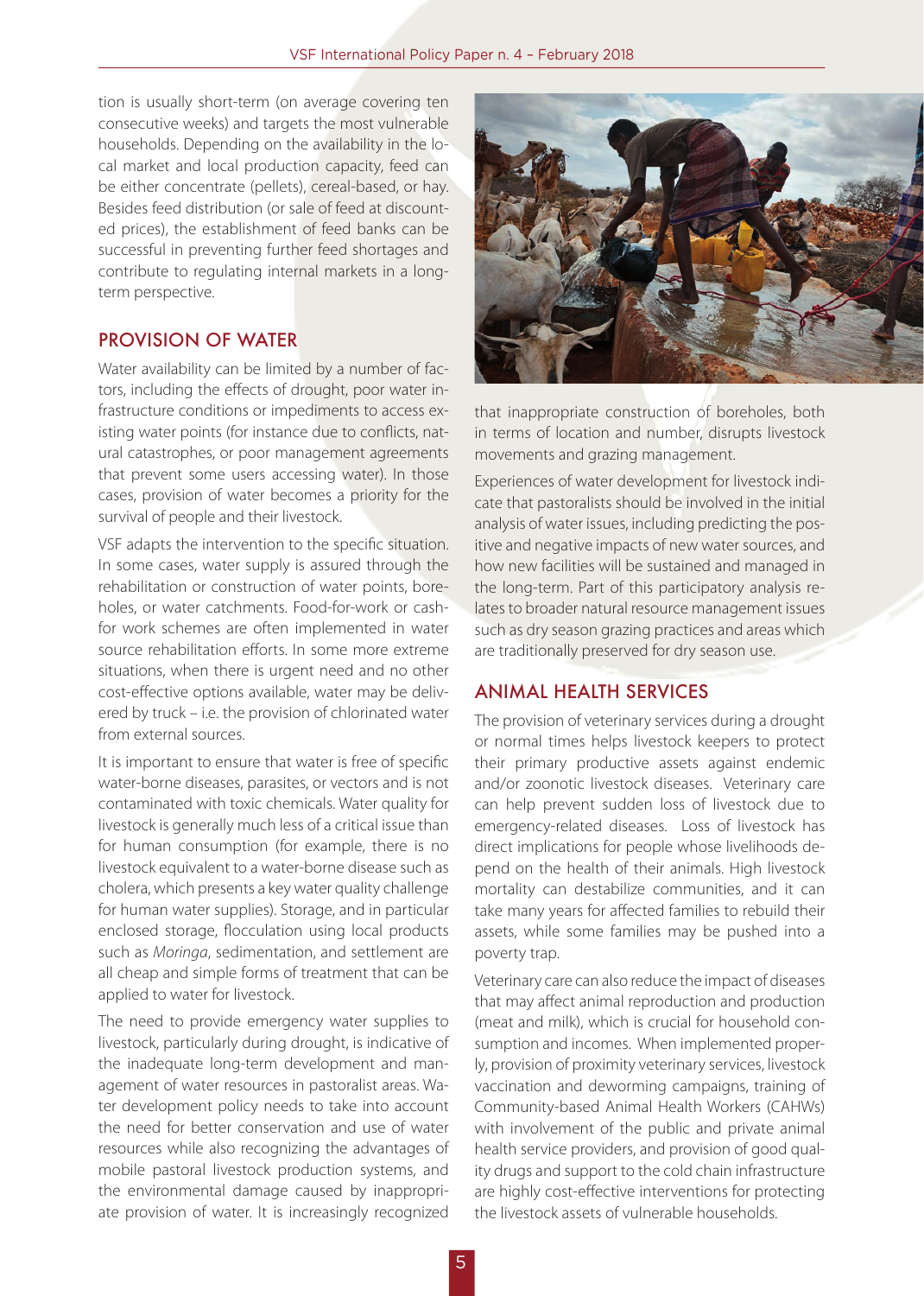tion is usually short-term (on average covering ten consecutive weeks) and targets the most vulnerable households. Depending on the availability in the local market and local production capacity, feed can be either concentrate (pellets), cereal-based, or hay. Besides feed distribution (or sale of feed at discounted prices), the establishment of feed banks can be successful in preventing further feed shortages and contribute to regulating internal markets in a long-term perspective.

## PROVISION OF WATER

Water availability can be limited by a number of factors, including the effects of drought, poor water infrastructure conditions or impediments to access existing water points (for instance due to conflicts, natural catastrophes, or poor management agreements that prevent some users accessing water). In those cases, provision of water becomes a priority for the survival of people and their livestock.

VSF adapts the intervention to the specific situation. In some cases, water supply is assured through the rehabilitation or construction of water points, boreholes, or water catchments. Food-for-work or cash-for work schemes are often implemented in water source rehabilitation efforts. In some more extreme situations, when there is urgent need and no other cost-effective options available, water may be delivered by truck – i.e. the provision of chlorinated water from external sources.

It is important to ensure that water is free of specific water-borne diseases, parasites, or vectors and is not contaminated with toxic chemicals. Water quality for livestock is generally much less of a critical issue than for human consumption (for example, there is no livestock equivalent to a water-borne disease such as cholera, which presents a key water quality challenge for human water supplies). Storage, and in particular enclosed storage, flocculation using local products such as *Moringa*, sedimentation, and settlement are all cheap and simple forms of treatment that can be applied to water for livestock.

The need to provide emergency water supplies to livestock, particularly during drought, is indicative of the inadequate long-term development and management of water resources in pastoralist areas. Water development policy needs to take into account the need for better conservation and use of water resources while also recognizing the advantages of mobile pastoral livestock production systems, and the environmental damage caused by inappropriate provision of water. It is increasingly recognized that inappropriate construction of boreholes, both in terms of location and number, disrupts livestock movements and grazing management.

Experiences of water development for livestock indicate that pastoralists should be involved in the initial analysis of water issues, including predicting the positive and negative impacts of new water sources, and how new facilities will be sustained and managed in the long-term. Part of this participatory analysis relates to broader natural resource management issues such as dry season grazing practices and areas which are traditionally preserved for dry season use.

## ANIMAL HEALTH SERVICES

The provision of veterinary services during a drought or normal times helps livestock keepers to protect their primary productive assets against endemic and/or zoonotic livestock diseases. Veterinary care can help prevent sudden loss of livestock due to emergency-related diseases. Loss of livestock has direct implications for people whose livelihoods depend on the health of their animals. High livestock mortality can destabilize communities, and it can take many years for affected families to rebuild their assets, while some families may be pushed into a poverty trap.

Veterinary care can also reduce the impact of diseases that may affect animal reproduction and production (meat and milk), which is crucial for household consumption and incomes. When implemented properly, provision of proximity veterinary services, livestock vaccination and deworming campaigns, training of Community-based Animal Health Workers (CAHWs) with involvement of the public and private animal health service providers, and provision of good quality drugs and support to the cold chain infrastructure are highly cost-effective interventions for protecting the livestock assets of vulnerable households.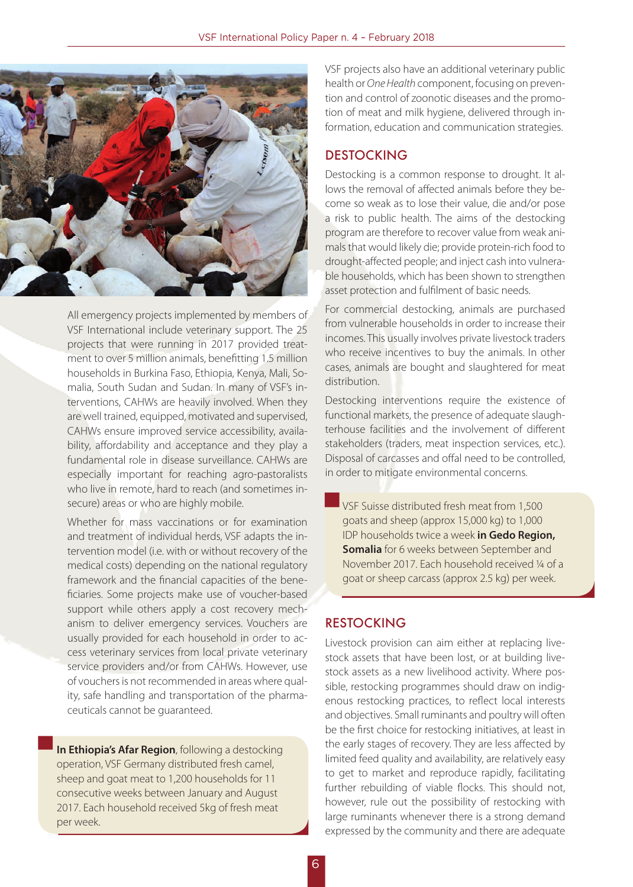All emergency projects implemented by members of VSF International include veterinary support. The 25 projects that were running in 2017 provided treatment to over 5 million animals, benefitting 1.5 million households in Burkina Faso, Ethiopia, Kenya, Mali, Somalia, South Sudan and Sudan. In many of VSF's interventions, CAHWs are heavily involved. When they are well trained, equipped, motivated and supervised, CAHWs ensure improved service accessibility, availability, affordability and acceptance and they play a fundamental role in disease surveillance. CAHWs are especially important for reaching agro-pastoralists who live in remote, hard to reach (and sometimes insecure) areas or who are highly mobile.

Whether for mass vaccinations or for examination and treatment of individual herds, VSF adapts the intervention model (i.e. with or without recovery of the medical costs) depending on the national regulatory framework and the financial capacities of the beneficiaries. Some projects make use of voucher-based support while others apply a cost recovery mechanism to deliver emergency services. Vouchers are usually provided for each household in order to access veterinary services from local private veterinary service providers and/or from CAHWs. However, use of vouchers is not recommended in areas where quality, safe handling and transportation of the pharmaceuticals cannot be guaranteed.

> **In Ethiopia's Afar Region**, following a destocking operation, VSF Germany distributed fresh camel, sheep and goat meat to 1,200 households for 11 consecutive weeks between January and August 2017. Each household received 5kg of fresh meat per week.

VSF projects also have an additional veterinary public health or *One Health* component, focusing on prevention and control of zoonotic diseases and the promotion of meat and milk hygiene, delivered through information, education and communication strategies.

## DESTOCKING

Destocking is a common response to drought. It allows the removal of affected animals before they become so weak as to lose their value, die and/or pose a risk to public health. The aims of the destocking program are therefore to recover value from weak animals that would likely die; provide protein-rich food to drought-affected people; and inject cash into vulnerable households, which has been shown to strengthen asset protection and fulfilment of basic needs.

For commercial destocking, animals are purchased from vulnerable households in order to increase their incomes. This usually involves private livestock traders who receive incentives to buy the animals. In other cases, animals are bought and slaughtered for meat distribution.

Destocking interventions require the existence of functional markets, the presence of adequate slaughterhouse facilities and the involvement of different stakeholders (traders, meat inspection services, etc.). Disposal of carcasses and offal need to be controlled, in order to mitigate environmental concerns.

> VSF Suisse distributed fresh meat from 1,500 goats and sheep (approx 15,000 kg) to 1,000 IDP households twice a week **in Gedo Region, Somalia** for 6 weeks between September and November 2017. Each household received ¼ of a goat or sheep carcass (approx 2.5 kg) per week.

## RESTOCKING

Livestock provision can aim either at replacing livestock assets that have been lost, or at building livestock assets as a new livelihood activity. Where possible, restocking programmes should draw on indigenous restocking practices, to reflect local interests and objectives. Small ruminants and poultry will often be the first choice for restocking initiatives, at least in the early stages of recovery. They are less affected by limited feed quality and availability, are relatively easy to get to market and reproduce rapidly, facilitating further rebuilding of viable flocks. This should not, however, rule out the possibility of restocking with large ruminants whenever there is a strong demand expressed by the community and there are adequate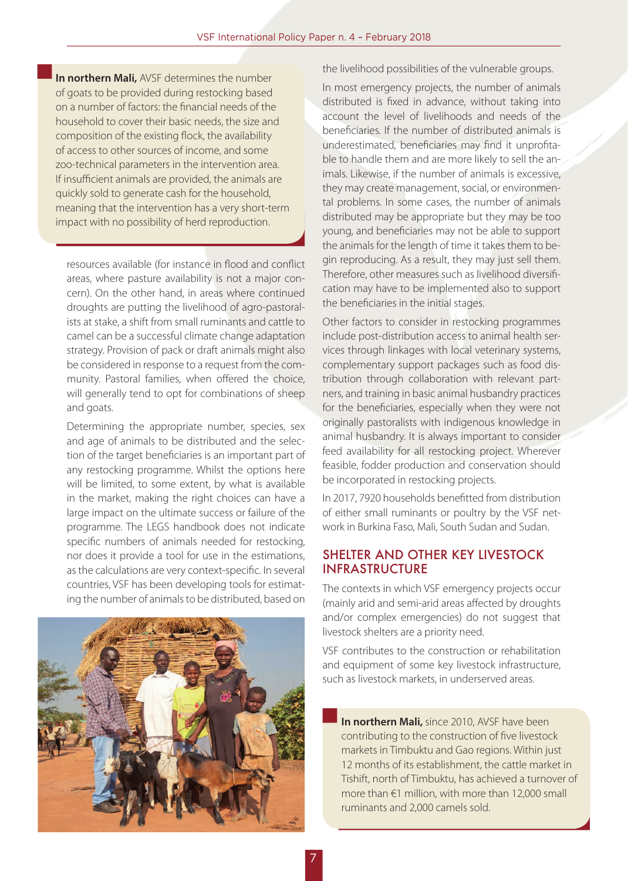**In northern Mali,** AVSF determines the number of goats to be provided during restocking based on a number of factors: the financial needs of the household to cover their basic needs, the size and composition of the existing flock, the availability of access to other sources of income, and some zoo-technical parameters in the intervention area. If insufficient animals are provided, the animals are quickly sold to generate cash for the household, meaning that the intervention has a very short-term impact with no possibility of herd reproduction.

resources available (for instance in flood and conflict areas, where pasture availability is not a major concern). On the other hand, in areas where continued droughts are putting the livelihood of agro-pastoralists at stake, a shift from small ruminants and cattle to camel can be a successful climate change adaptation strategy. Provision of pack or draft animals might also be considered in response to a request from the community. Pastoral families, when offered the choice, will generally tend to opt for combinations of sheep and goats.

Determining the appropriate number, species, sex and age of animals to be distributed and the selection of the target beneficiaries is an important part of any restocking programme. Whilst the options here will be limited, to some extent, by what is available in the market, making the right choices can have a large impact on the ultimate success or failure of the programme. The LEGS handbook does not indicate specific numbers of animals needed for restocking, nor does it provide a tool for use in the estimations, as the calculations are very context-specific. In several countries, VSF has been developing tools for estimating the number of animals to be distributed, based on the livelihood possibilities of the vulnerable groups.

In most emergency projects, the number of animals distributed is fixed in advance, without taking into account the level of livelihoods and needs of the beneficiaries. If the number of distributed animals is underestimated, beneficiaries may find it unprofitable to handle them and are more likely to sell the animals. Likewise, if the number of animals is excessive, they may create management, social, or environmental problems. In some cases, the number of animals distributed may be appropriate but they may be too young, and beneficiaries may not be able to support the animals for the length of time it takes them to begin reproducing. As a result, they may just sell them. Therefore, other measures such as livelihood diversification may have to be implemented also to support the beneficiaries in the initial stages.

Other factors to consider in restocking programmes include post-distribution access to animal health services through linkages with local veterinary systems, complementary support packages such as food distribution through collaboration with relevant partners, and training in basic animal husbandry practices for the beneficiaries, especially when they were not originally pastoralists with indigenous knowledge in animal husbandry. It is always important to consider feed availability for all restocking project. Wherever feasible, fodder production and conservation should be incorporated in restocking projects.

In 2017, 7920 households benefitted from distribution of either small ruminants or poultry by the VSF network in Burkina Faso, Mali, South Sudan and Sudan.

## SHELTER AND OTHER KEY LIVESTOCK INFRASTRUCTURE

The contexts in which VSF emergency projects occur (mainly arid and semi-arid areas affected by droughts and/or complex emergencies) do not suggest that livestock shelters are a priority need.

VSF contributes to the construction or rehabilitation and equipment of some key livestock infrastructure, such as livestock markets, in underserved areas.

**In northern Mali,** since 2010, AVSF have been contributing to the construction of five livestock markets in Timbuktu and Gao regions. Within just 12 months of its establishment, the cattle market in Tishift, north of Timbuktu, has achieved a turnover of more than €1 million, with more than 12,000 small ruminants and 2,000 camels sold.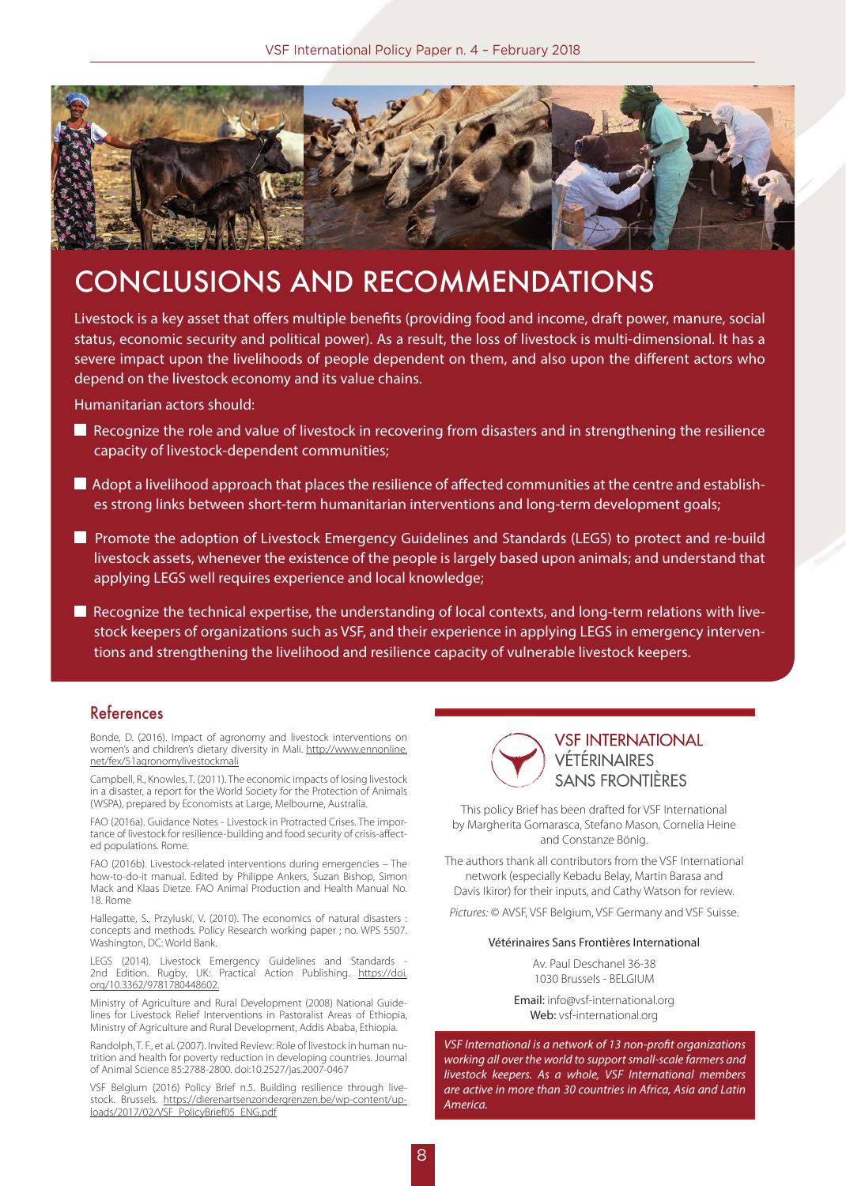# CONCLUSIONS AND RECOMMENDATIONS

Livestock is a key asset that offers multiple benefits (providing food and income, draft power, manure, social status, economic security and political power). As a result, the loss of livestock is multi-dimensional. It has a severe impact upon the livelihoods of people dependent on them, and also upon the different actors who depend on the livestock economy and its value chains.

Humanitarian actors should:

- Recognize the role and value of livestock in recovering from disasters and in strengthening the resilience capacity of livestock-dependent communities;
- Adopt a livelihood approach that places the resilience of affected communities at the centre and establishes strong links between short-term humanitarian interventions and long-term development goals;
- Promote the adoption of Livestock Emergency Guidelines and Standards (LEGS) to protect and re-build livestock assets, whenever the existence of the people is largely based upon animals; and understand that applying LEGS well requires experience and local knowledge;
- Recognize the technical expertise, the understanding of local contexts, and long-term relations with livestock keepers of organizations such as VSF, and their experience in applying LEGS in emergency interventions and strengthening the livelihood and resilience capacity of vulnerable livestock keepers.

## References

Bonde, D. (2016). Impact of agronomy and livestock interventions on women's and children's dietary diversity in Mali. http://www.ennonline.net/fex/51agronomylivestockmali

Campbell, R., Knowles, T. (2011). The economic impacts of losing livestock in a disaster, a report for the World Society for the Protection of Animals (WSPA), prepared by Economists at Large, Melbourne, Australia.

FAO (2016a). Guidance Notes - Livestock in Protracted Crises. The importance of livestock for resilience-building and food security of crisis-affected populations. Rome.

FAO (2016b). Livestock-related interventions during emergencies – The how-to-do-it manual. Edited by Philippe Ankers, Suzan Bishop, Simon Mack and Klaas Dietze. FAO Animal Production and Health Manual No. 18. Rome

Hallegatte, S., Przyluski, V. (2010). The economics of natural disasters : concepts and methods. Policy Research working paper ; no. WPS 5507. Washington, DC: World Bank.

LEGS (2014). Livestock Emergency Guidelines and Standards - 2nd Edition. Rugby, UK: Practical Action Publishing. https://doi.org/10.3362/9781780448602.

Ministry of Agriculture and Rural Development (2008) National Guidelines for Livestock Relief Interventions in Pastoralist Areas of Ethiopia, Ministry of Agriculture and Rural Development, Addis Ababa, Ethiopia.

Randolph, T. F., et al. (2007). Invited Review: Role of livestock in human nutrition and health for poverty reduction in developing countries. Journal of Animal Science 85:2788-2800. doi:10.2527/jas.2007-0467

VSF Belgium (2016) Policy Brief n.5. Building resilience through livestock. Brussels. https://dierenartsenzondergrenzen.be/wp-content/uploads/2017/02/VSF_PolicyBrief05_ENG.pdf

VSF INTERNATIONAL
VÉTÉRINAIRES SANS FRONTIÈRES

This policy Brief has been drafted for VSF International by Margherita Gomarasca, Stefano Mason, Cornelia Heine and Constanze Bönig.

The authors thank all contributors from the VSF International network (especially Kebadu Belay, Martin Barasa and Davis Ikiror) for their inputs, and Cathy Watson for review.

*Pictures:* © AVSF, VSF Belgium, VSF Germany and VSF Suisse.

Vétérinaires Sans Frontières International

Av. Paul Deschanel 36-38
1030 Brussels - BELGIUM

**Email:** info@vsf-international.org
**Web:** vsf-international.org

*VSF International is a network of 13 non-profit organizations working all over the world to support small-scale farmers and livestock keepers. As a whole, VSF International members are active in more than 30 countries in Africa, Asia and Latin America.*